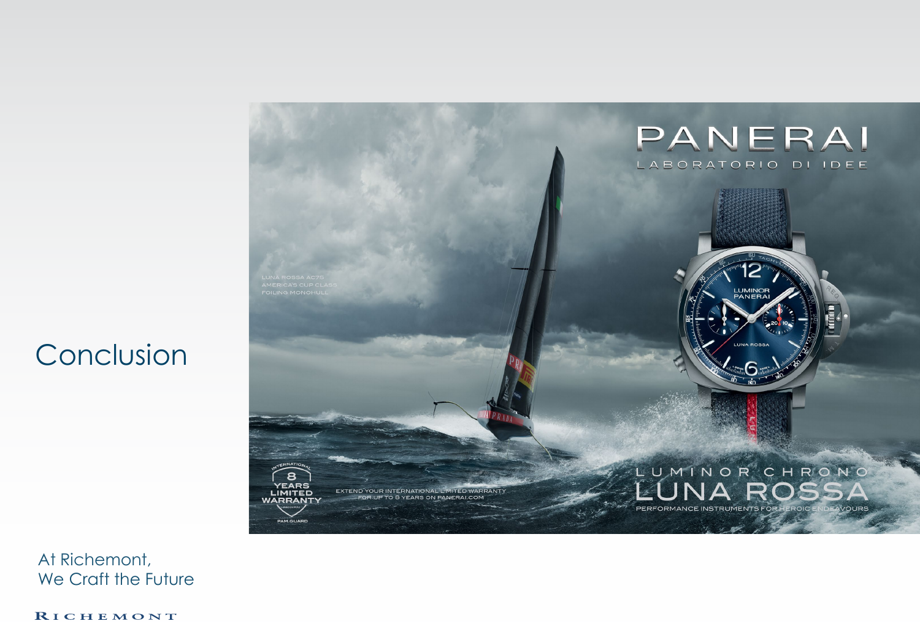# Conclusion

PANERAI

LABORATORIO DI IDEE

LUNA ROSSA AC75
AMERICA'S CUP CLASS
FOILING MONOHULL

8 YEARS LIMITED WARRANTY

PAM.GUARD

EXTEND YOUR INTERNATIONAL LIMITED WARRANTY
FOR UP TO 8 YEARS ON PANERAI.COM

LUMINOR CHRONO
LUNA ROSSA
PERFORMANCE INSTRUMENTS FOR HEROIC ENDEAVOURS

At Richemont,
We Craft the Future

RICHEMONT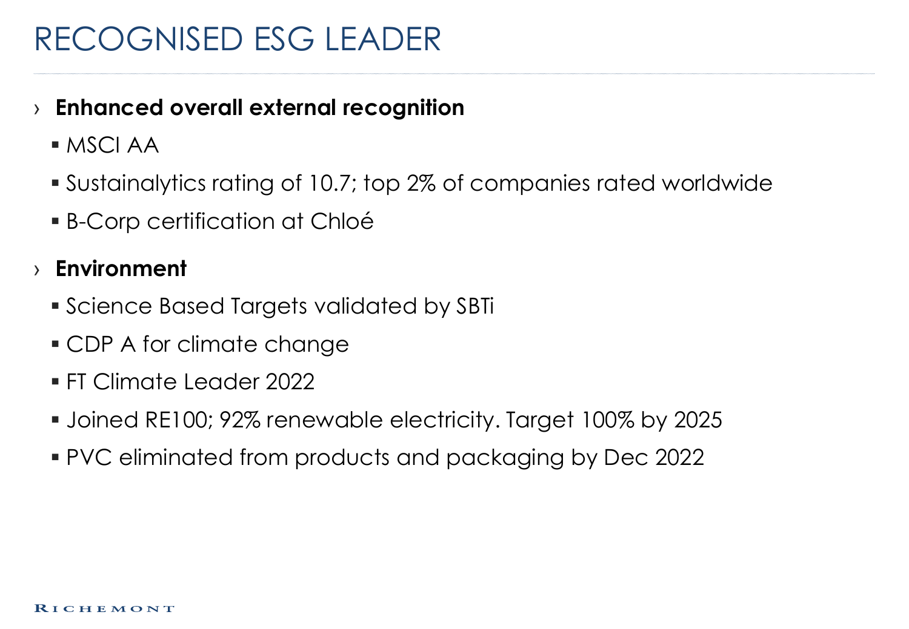# RECOGNISED ESG LEADER

- **Enhanced overall external recognition**
  - MSCI AA
  - Sustainalytics rating of 10.7; top 2% of companies rated worldwide
  - B-Corp certification at Chloé
- **Environment**
  - Science Based Targets validated by SBTi
  - CDP A for climate change
  - FT Climate Leader 2022
  - Joined RE100; 92% renewable electricity. Target 100% by 2025
  - PVC eliminated from products and packaging by Dec 2022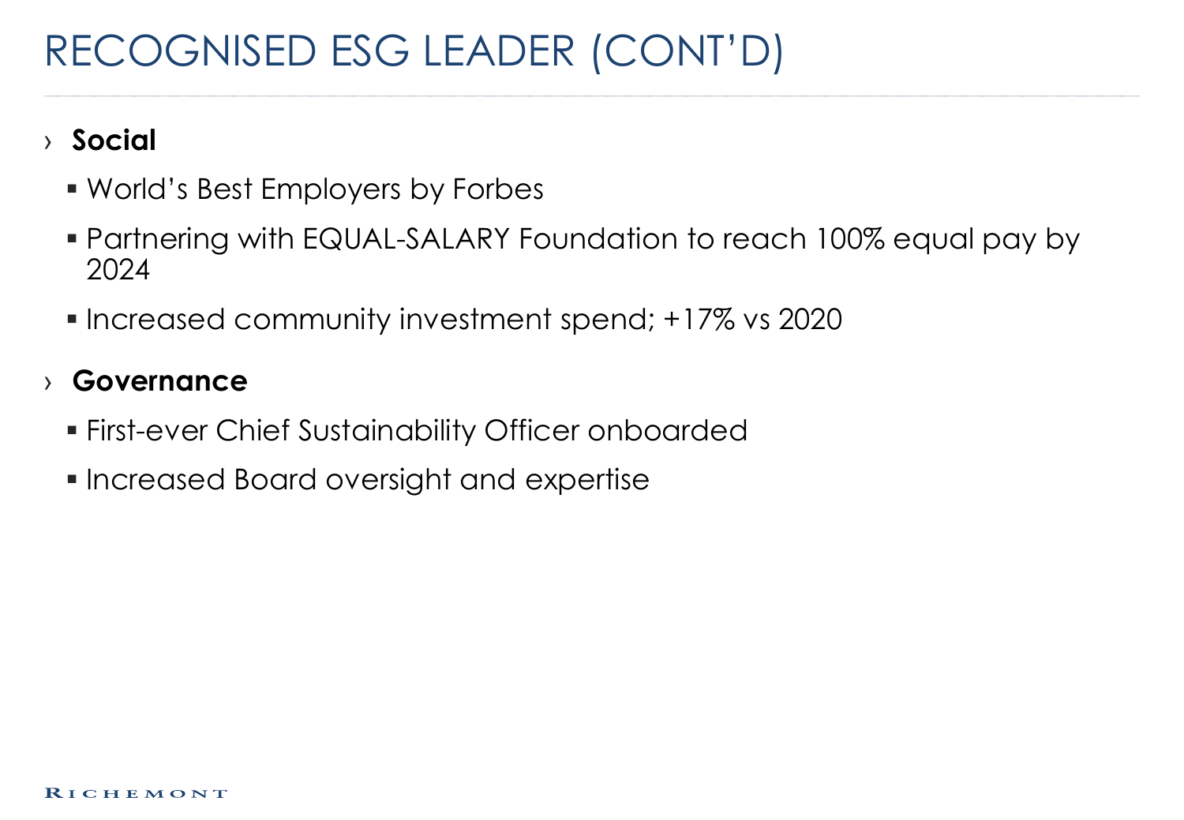# RECOGNISED ESG LEADER (CONT'D)

- **Social**
  - World's Best Employers by Forbes
  - Partnering with EQUAL-SALARY Foundation to reach 100% equal pay by 2024
  - Increased community investment spend; +17% vs 2020
- **Governance**
  - First-ever Chief Sustainability Officer onboarded
  - Increased Board oversight and expertise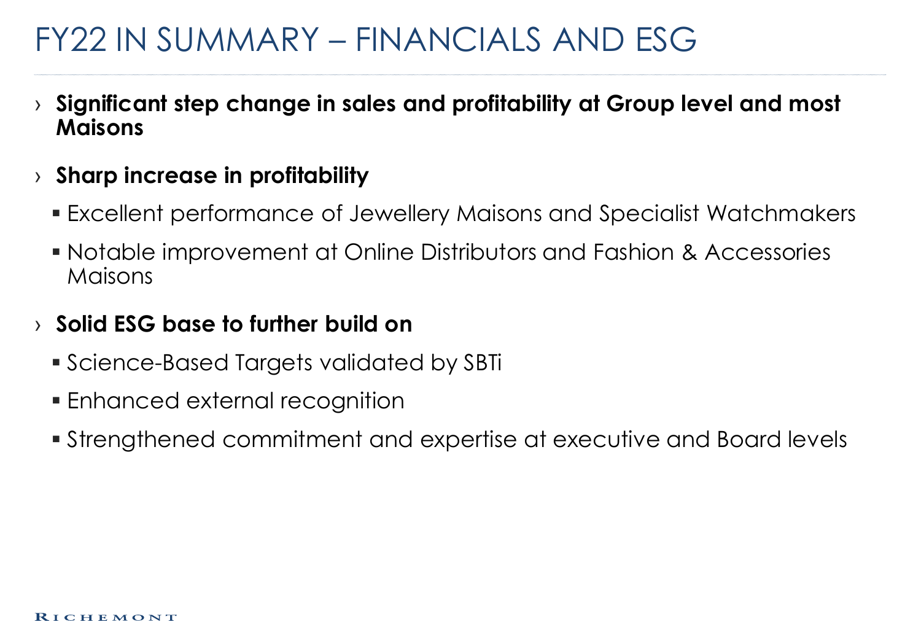# FY22 IN SUMMARY – FINANCIALS AND ESG

- **Significant step change in sales and profitability at Group level and most Maisons**
- **Sharp increase in profitability**
  - Excellent performance of Jewellery Maisons and Specialist Watchmakers
  - Notable improvement at Online Distributors and Fashion & Accessories Maisons
- **Solid ESG base to further build on**
  - Science-Based Targets validated by SBTi
  - Enhanced external recognition
  - Strengthened commitment and expertise at executive and Board levels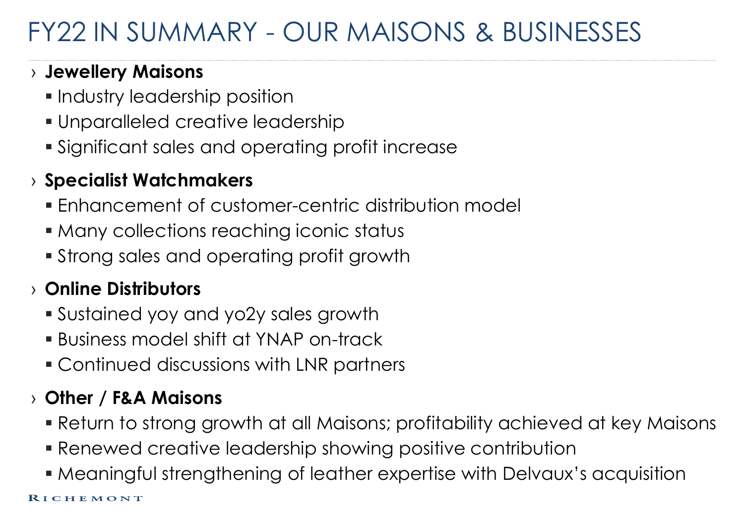# FY22 IN SUMMARY - OUR MAISONS & BUSINESSES

- **Jewellery Maisons**
  - Industry leadership position
  - Unparalleled creative leadership
  - Significant sales and operating profit increase
- **Specialist Watchmakers**
  - Enhancement of customer-centric distribution model
  - Many collections reaching iconic status
  - Strong sales and operating profit growth
- **Online Distributors**
  - Sustained yoy and yo2y sales growth
  - Business model shift at YNAP on-track
  - Continued discussions with LNR partners
- **Other / F&A Maisons**
  - Return to strong growth at all Maisons; profitability achieved at key Maisons
  - Renewed creative leadership showing positive contribution
  - Meaningful strengthening of leather expertise with Delvaux's acquisition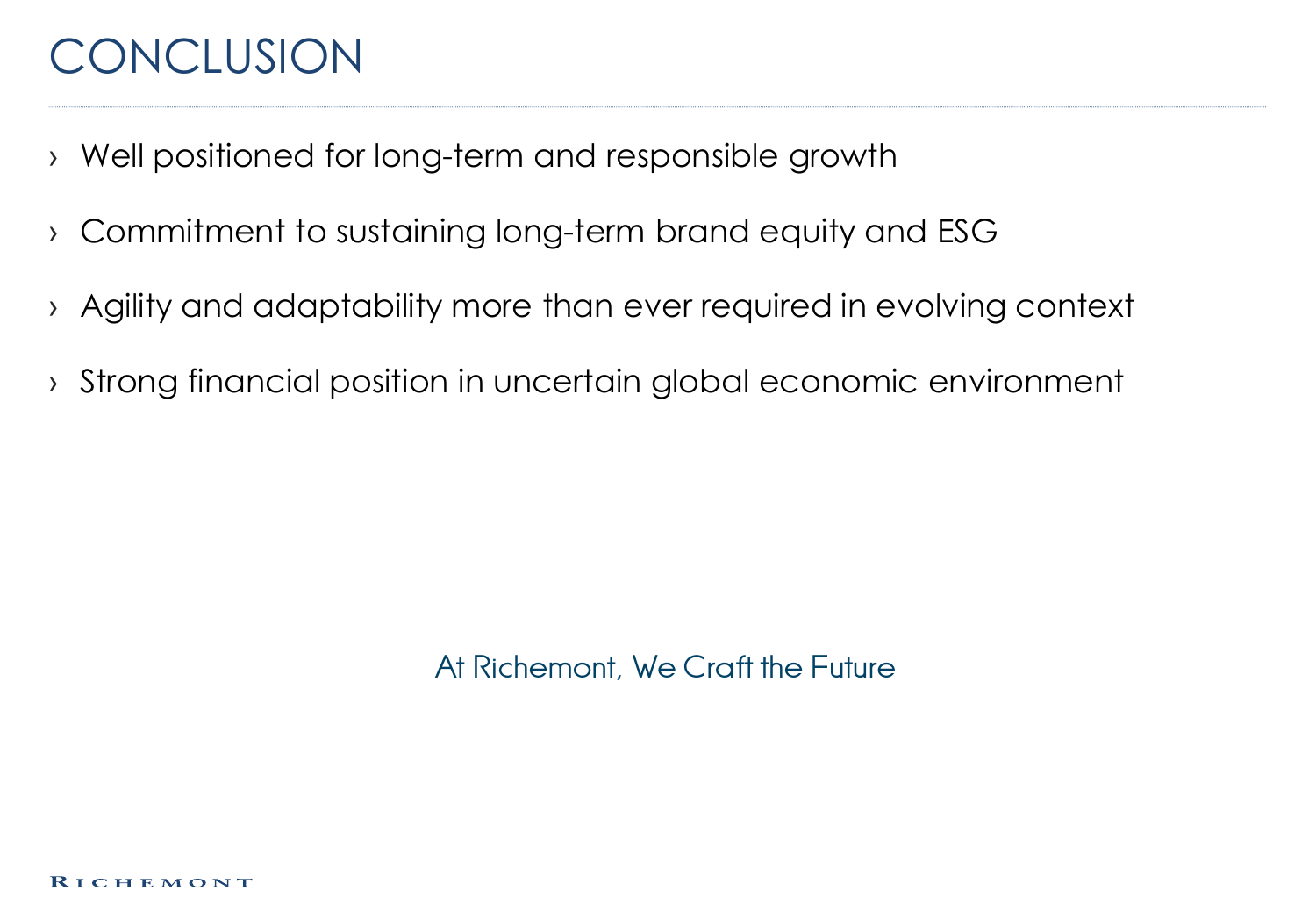# CONCLUSION

- Well positioned for long-term and responsible growth
- Commitment to sustaining long-term brand equity and ESG
- Agility and adaptability more than ever required in evolving context
- Strong financial position in uncertain global economic environment

At Richemont, We Craft the Future